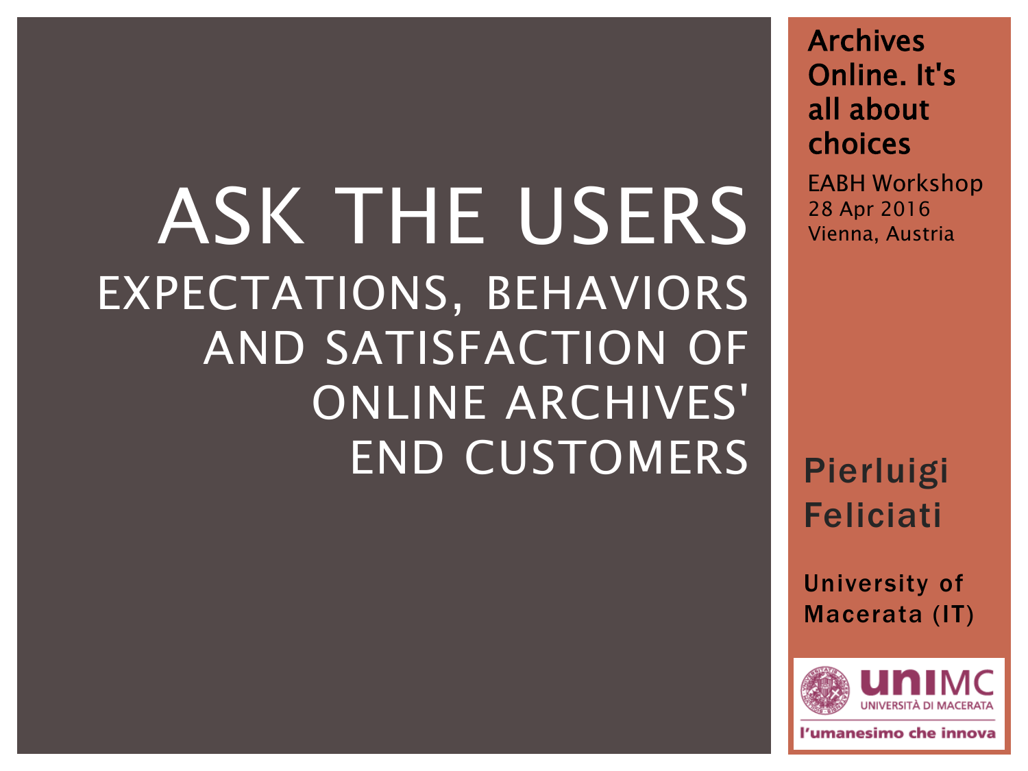# ASK THE USERS

## EXPECTATIONS, BEHAVIORS AND SATISFACTION OF ONLINE ARCHIVES' END CUSTOMERS

**Archives Online. It's all about choices**

EABH Workshop
28 Apr 2016
Vienna, Austria

**Pierluigi Feliciati**

University of Macerata (IT)

unIMC
UNIVERSITÀ DI MACERATA
l'umanesimo che innova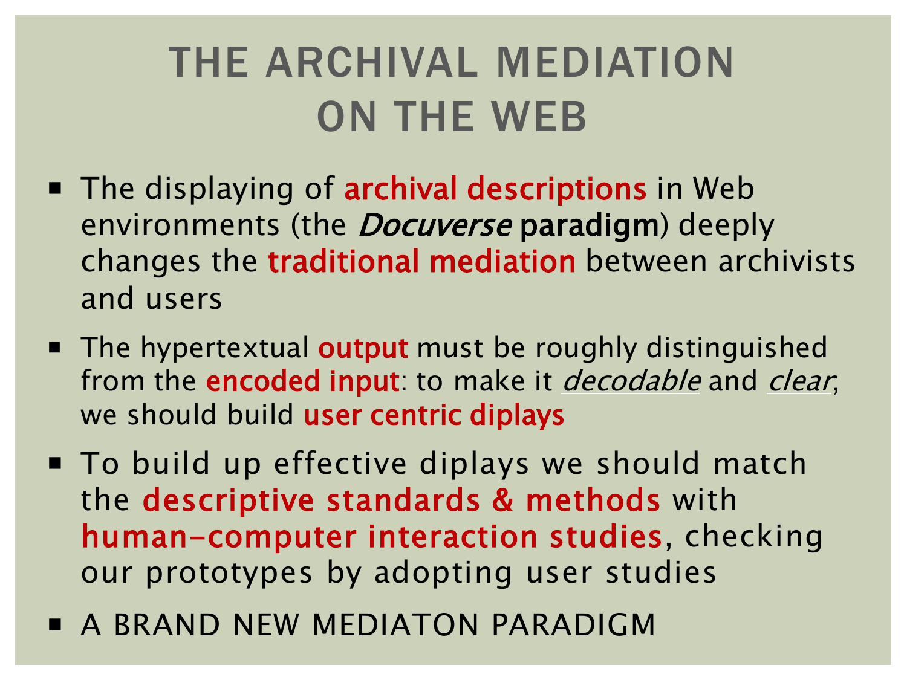# THE ARCHIVAL MEDIATION ON THE WEB

- The displaying of **archival descriptions** in Web environments (the *Docuverse* **paradigm**) deeply changes the **traditional mediation** between archivists and users
- The hypertextual **output** must be roughly distinguished from the **encoded input**: to make it *decodable* and *clear*; we should build **user centric diplays**
- To build up effective diplays we should match the **descriptive standards & methods** with **human-computer interaction studies**, checking our prototypes by adopting user studies
- A BRAND NEW MEDIATON PARADIGM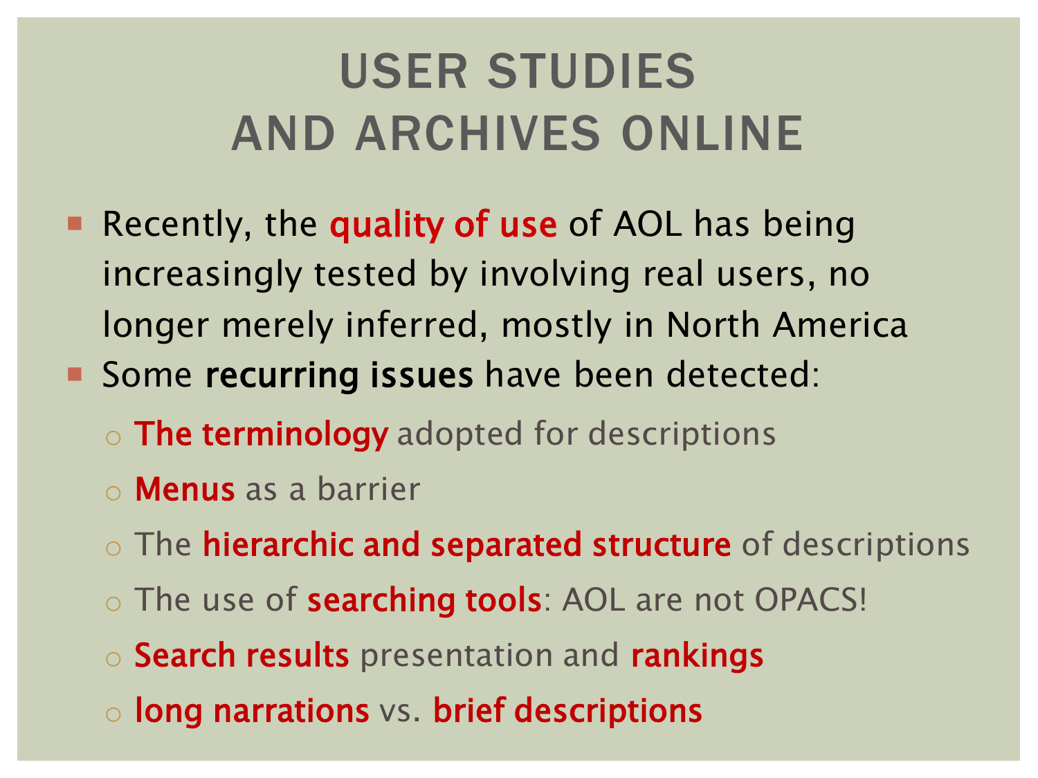# USER STUDIES AND ARCHIVES ONLINE

- Recently, the **quality of use** of AOL has being increasingly tested by involving real users, no longer merely inferred, mostly in North America
- Some **recurring issues** have been detected:
  - **The terminology** adopted for descriptions
  - **Menus** as a barrier
  - The **hierarchic and separated structure** of descriptions
  - The use of **searching tools**: AOL are not OPACS!
  - **Search results** presentation and **rankings**
  - **long narrations** vs. **brief descriptions**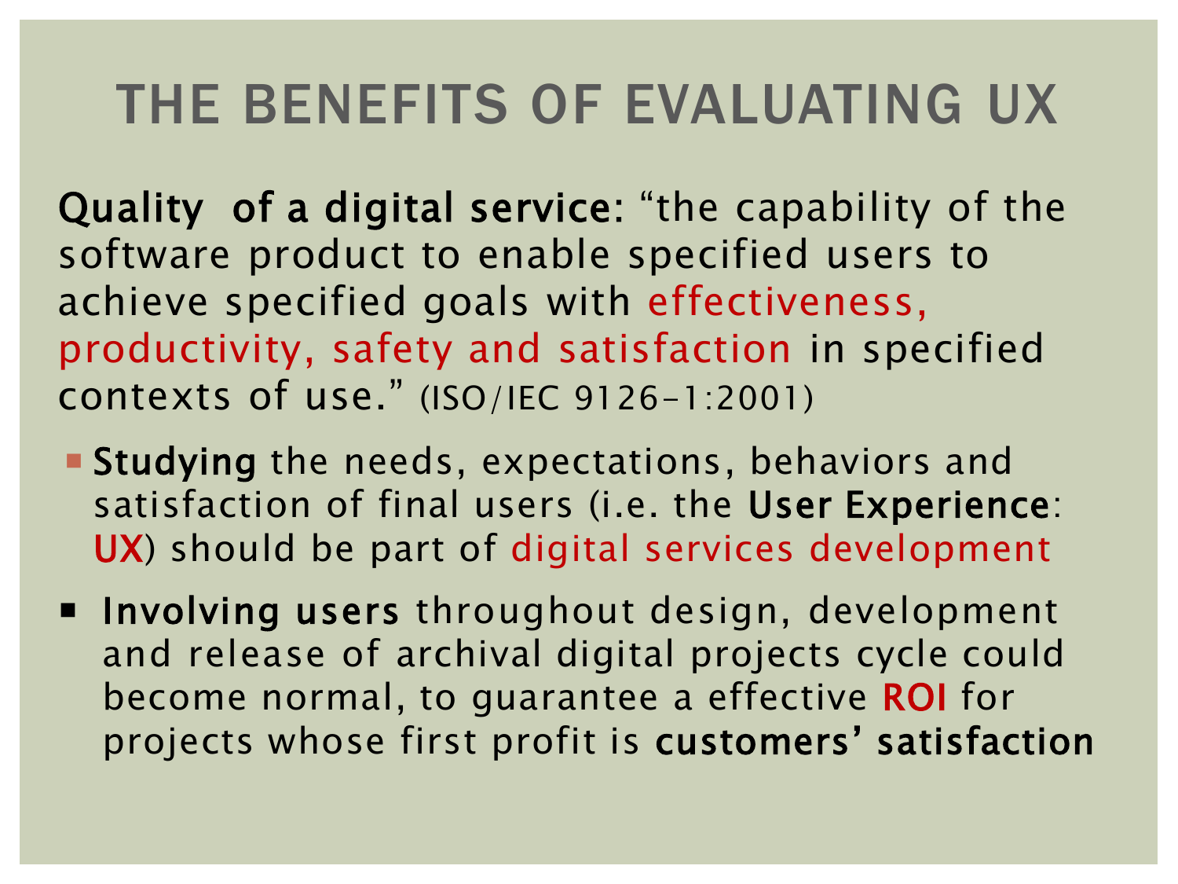# THE BENEFITS OF EVALUATING UX

**Quality of a digital service:** "the capability of the software product to enable specified users to achieve specified goals with effectiveness, productivity, safety and satisfaction in specified contexts of use." (ISO/IEC 9126-1:2001)

- **Studying** the needs, expectations, behaviors and satisfaction of final users (i.e. the **User Experience**: **UX**) should be part of digital services development
- **Involving users** throughout design, development and release of archival digital projects cycle could become normal, to guarantee a effective **ROI** for projects whose first profit is **customers' satisfaction**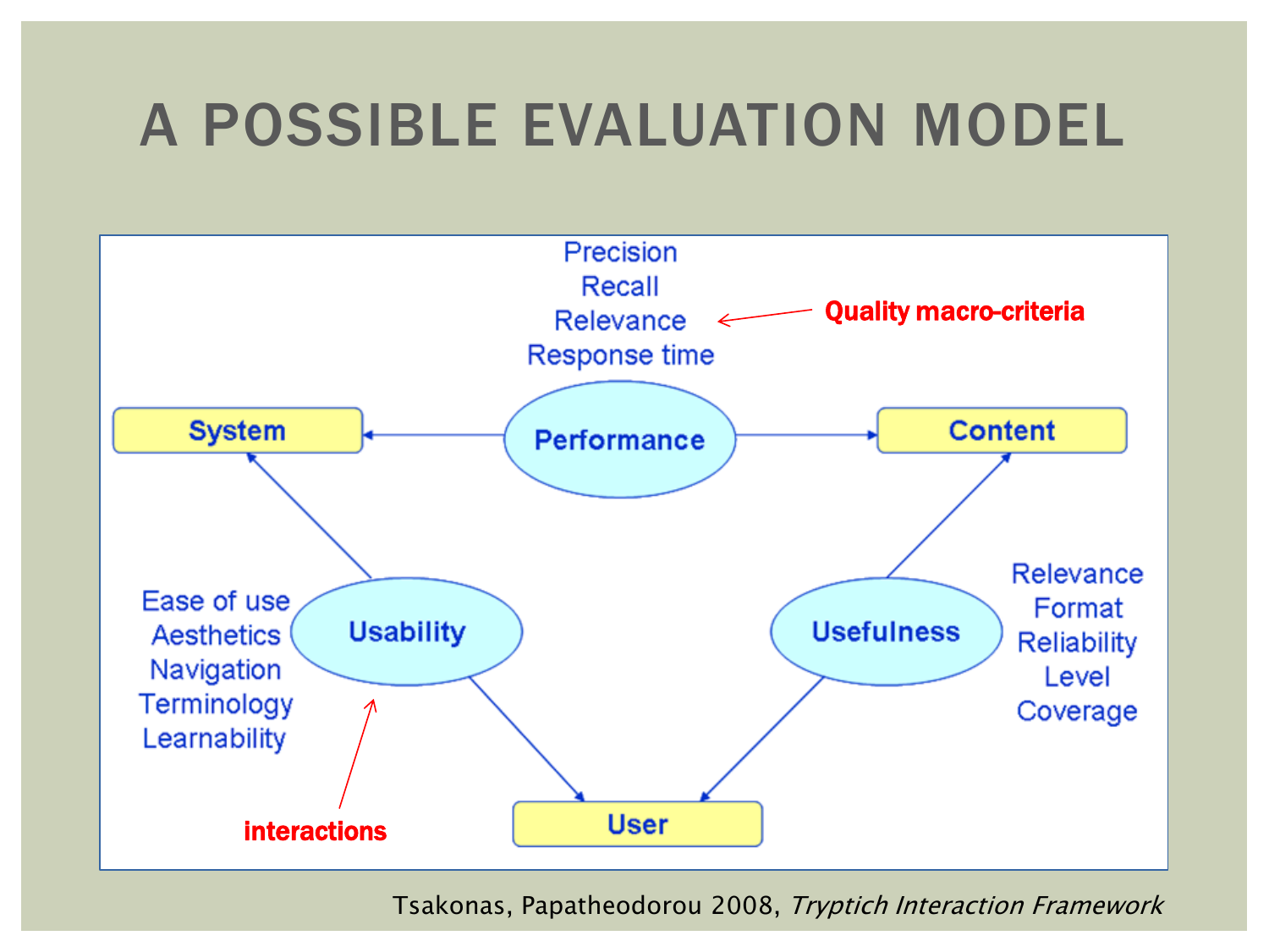# A POSSIBLE EVALUATION MODEL

Precision
Recall
Relevance
Response time

Quality macro-criteria

System

Performance

Content

Ease of use
Aesthetics
Navigation
Terminology
Learnability

Usability

Usefulness

Relevance
Format
Reliability
Level
Coverage

interactions

User

Tsakonas, Papatheodorou 2008, *Tryptich Interaction Framework*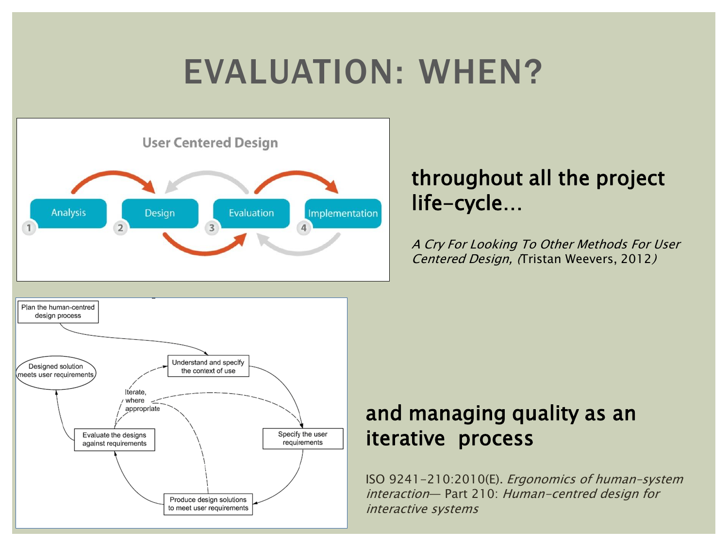# EVALUATION: WHEN?

User Centered Design

Analysis 1 → Design 2 → Evaluation 3 → Implementation 4

**throughout all the project life-cycle…**

*A Cry For Looking To Other Methods For User Centered Design, (*Tristan Weevers, 2012*)*

Plan the human-centred design process

Understand and specify the context of use

Specify the user requirements

Produce design solutions to meet user requirements

Evaluate the designs against requirements

Designed solution meets user requirements

Iterate, where appropriate

**and managing quality as an iterative process**

ISO 9241-210:2010(E). *Ergonomics of human-system interaction*— Part 210: *Human-centred design for interactive systems*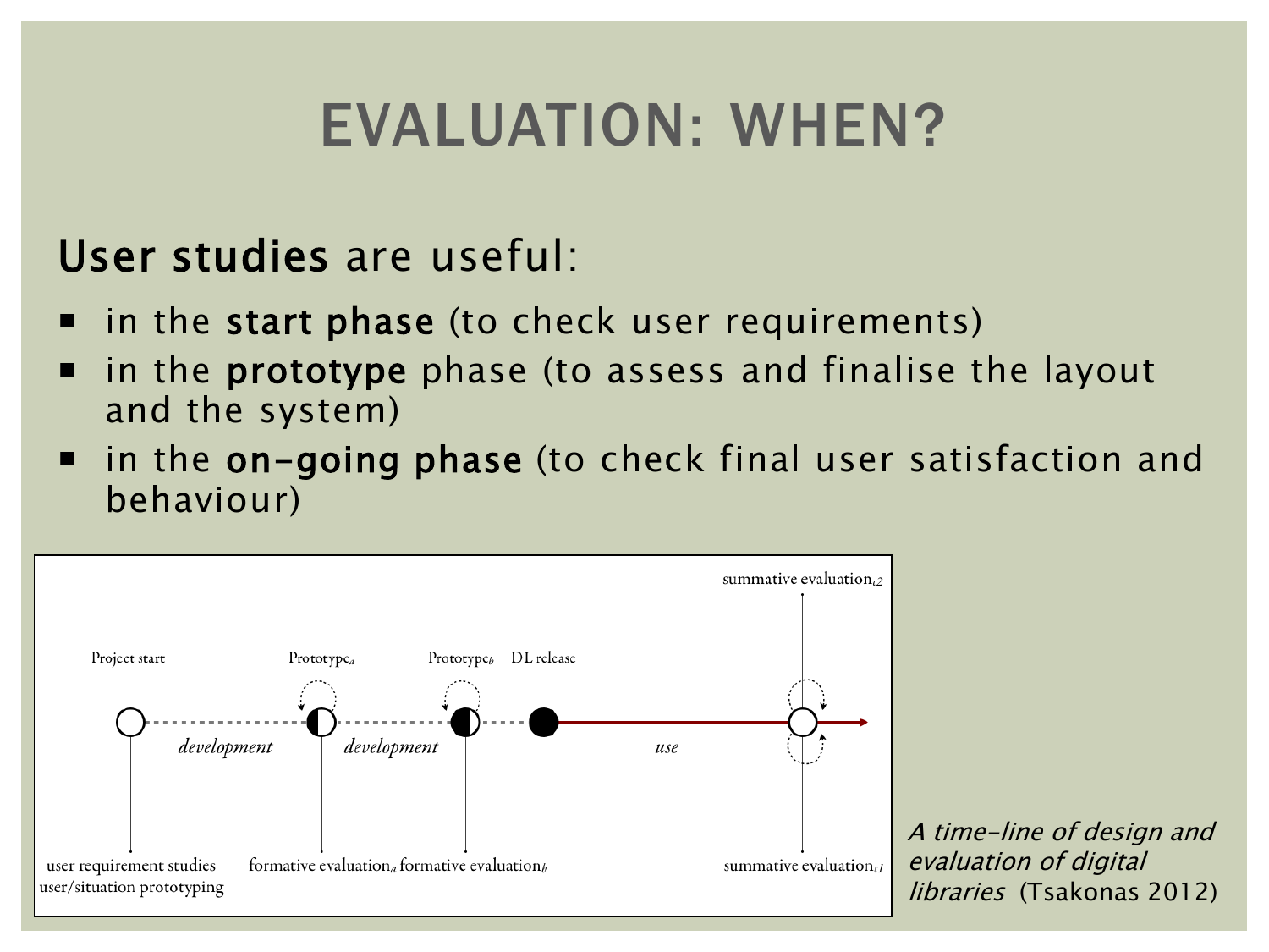# EVALUATION: WHEN?

**User studies** are useful:

- in the **start phase** (to check user requirements)
- in the **prototype** phase (to assess and finalise the layout and the system)
- in the **on-going phase** (to check final user satisfaction and behaviour)

*A time-line of design and evaluation of digital libraries* (Tsakonas 2012)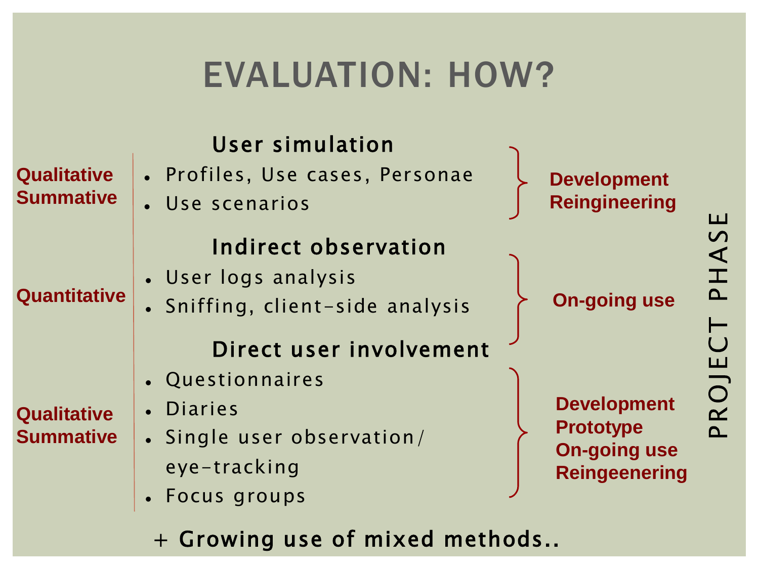# EVALUATION: HOW?

| Type | Methods | Project phase |
|---|---|---|
| **Qualitative Summative** | **User simulation**<br>• Profiles, Use cases, Personae<br>• Use scenarios | **Development Reingineering** |
| **Quantitative** | **Indirect observation**<br>• User logs analysis<br>• Sniffing, client-side analysis | **On-going use** |
| **Qualitative Summative** | **Direct user involvement**<br>• Questionnaires<br>• Diaries<br>• Single user observation/ eye-tracking<br>• Focus groups | **Development Prototype On-going use Reingeenering** |

PROJECT PHASE

+ Growing use of mixed methods..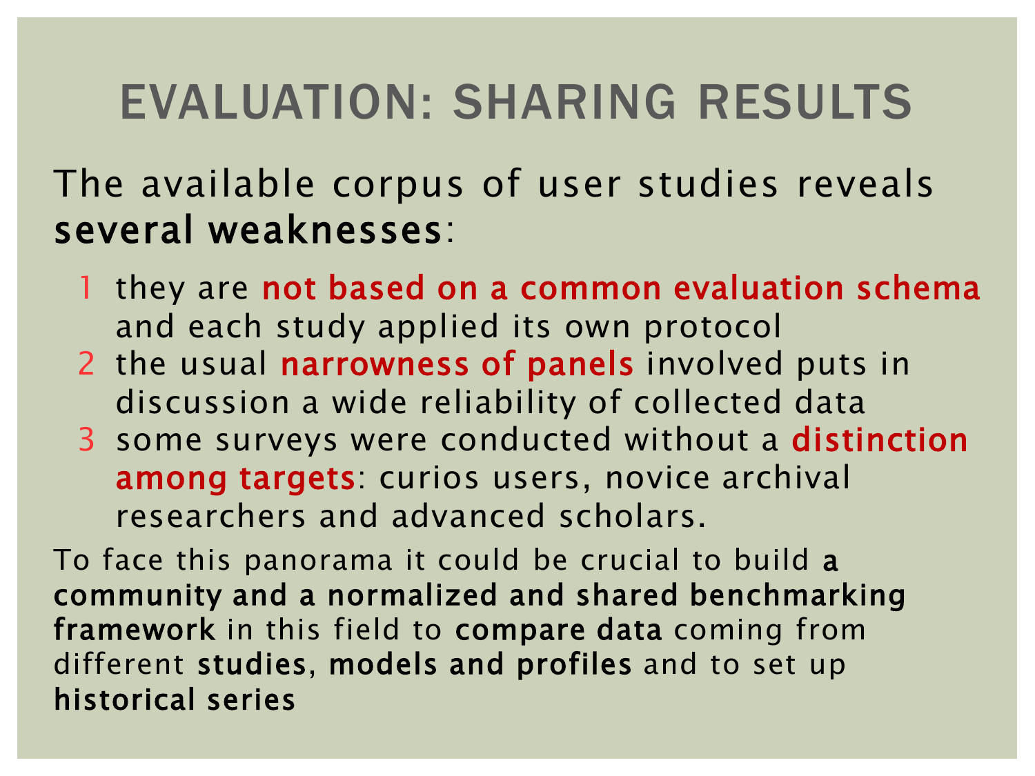# EVALUATION: SHARING RESULTS

The available corpus of user studies reveals **several weaknesses**:

1. they are **not based on a common evaluation schema** and each study applied its own protocol
2. the usual **narrowness of panels** involved puts in discussion a wide reliability of collected data
3. some surveys were conducted without a **distinction among targets**: curios users, novice archival researchers and advanced scholars.

To face this panorama it could be crucial to build **a community and a normalized and shared benchmarking framework** in this field to **compare data** coming from different **studies**, **models and profiles** and to set up **historical series**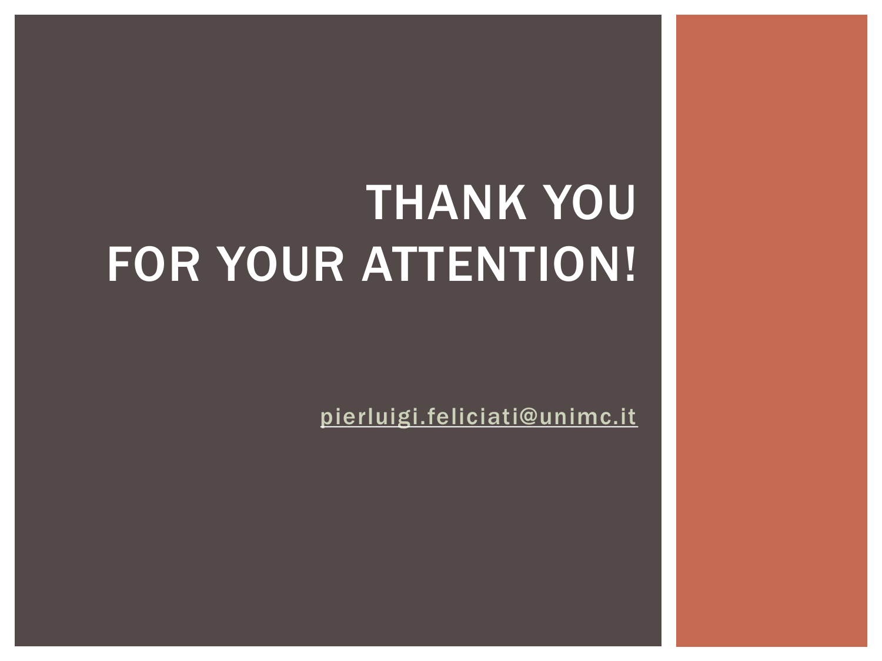# THANK YOU FOR YOUR ATTENTION!

pierluigi.feliciati@unimc.it